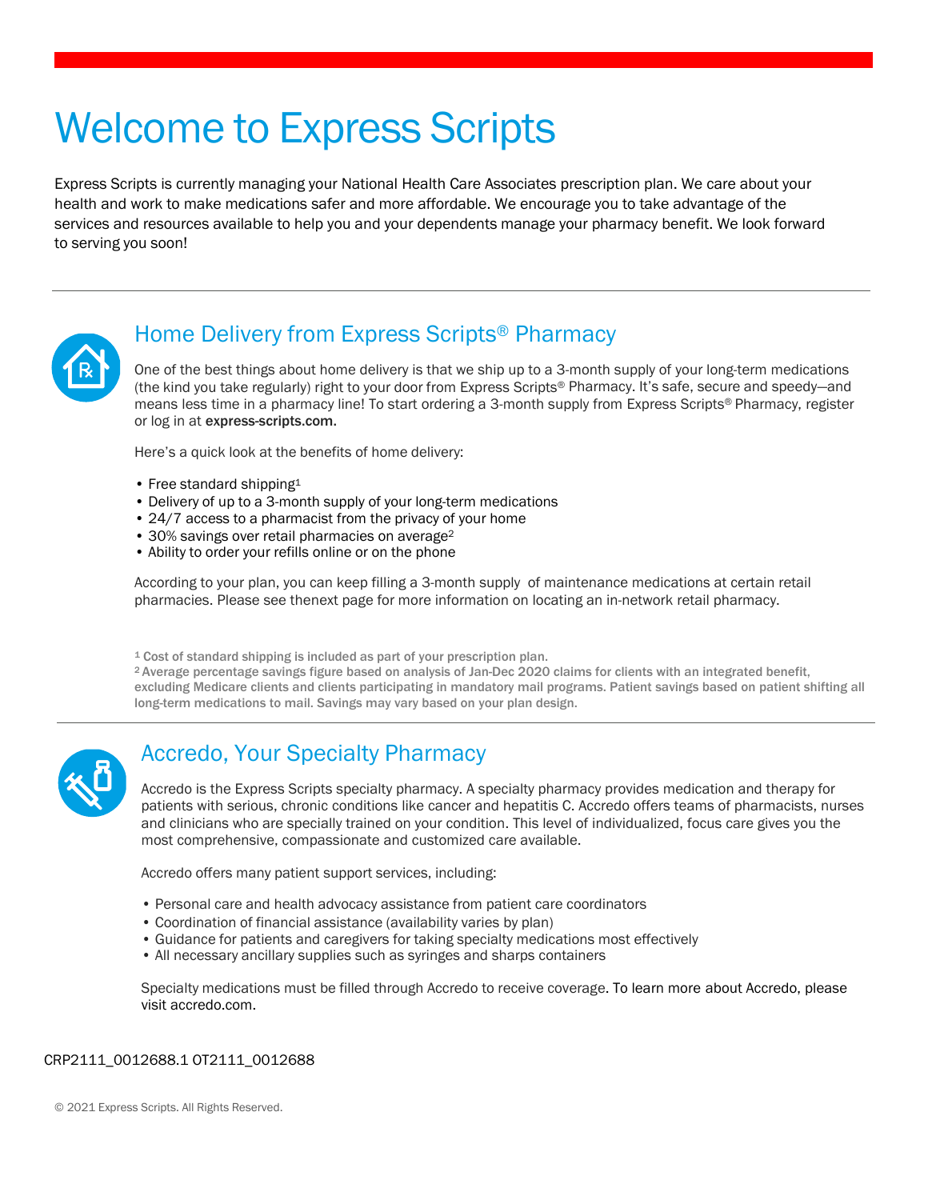# Welcome to Express Scripts

Express Scripts is currently managing your National Health Care Associates prescription plan. We care about your health and work to make medications safer and more affordable. We encourage you to take advantage of the services and resources available to help you and your dependents manage your pharmacy benefit. We look forward to serving you soon!

## Home Delivery from Express Scripts® Pharmacy

One of the best things about home delivery is that we ship up to a 3-month supply of your long-term medications (the kind you take regularly) right to your door from Express Scripts® Pharmacy. It's safe, secure and speedy—and means less time in a pharmacy line! To start ordering a 3-month supply from Express Scripts® Pharmacy, register or log in at **express-scripts.com**.

Here's a quick look at the benefits of home delivery:

- Free standard shipping[1]
- Delivery of up to a 3-month supply of your long-term medications
- 24/7 access to a pharmacist from the privacy of your home
- 30% savings over retail pharmacies on average[2]
- Ability to order your refills online or on the phone

According to your plan, you can keep filling a 3-month supply of maintenance medications at certain retail pharmacies. Please see thenext page for more information on locating an in-network retail pharmacy.

[1] Cost of standard shipping is included as part of your prescription plan.
[2] Average percentage savings figure based on analysis of Jan-Dec 2020 claims for clients with an integrated benefit, excluding Medicare clients and clients participating in mandatory mail programs. Patient savings based on patient shifting all long-term medications to mail. Savings may vary based on your plan design.

## Accredo, Your Specialty Pharmacy

Accredo is the Express Scripts specialty pharmacy. A specialty pharmacy provides medication and therapy for patients with serious, chronic conditions like cancer and hepatitis C. Accredo offers teams of pharmacists, nurses and clinicians who are specially trained on your condition. This level of individualized, focus care gives you the most comprehensive, compassionate and customized care available.

Accredo offers many patient support services, including:

- Personal care and health advocacy assistance from patient care coordinators
- Coordination of financial assistance (availability varies by plan)
- Guidance for patients and caregivers for taking specialty medications most effectively
- All necessary ancillary supplies such as syringes and sharps containers

Specialty medications must be filled through Accredo to receive coverage. To learn more about Accredo, please visit accredo.com.

CRP2111_0012688.1 OT2111_0012688

© 2021 Express Scripts. All Rights Reserved.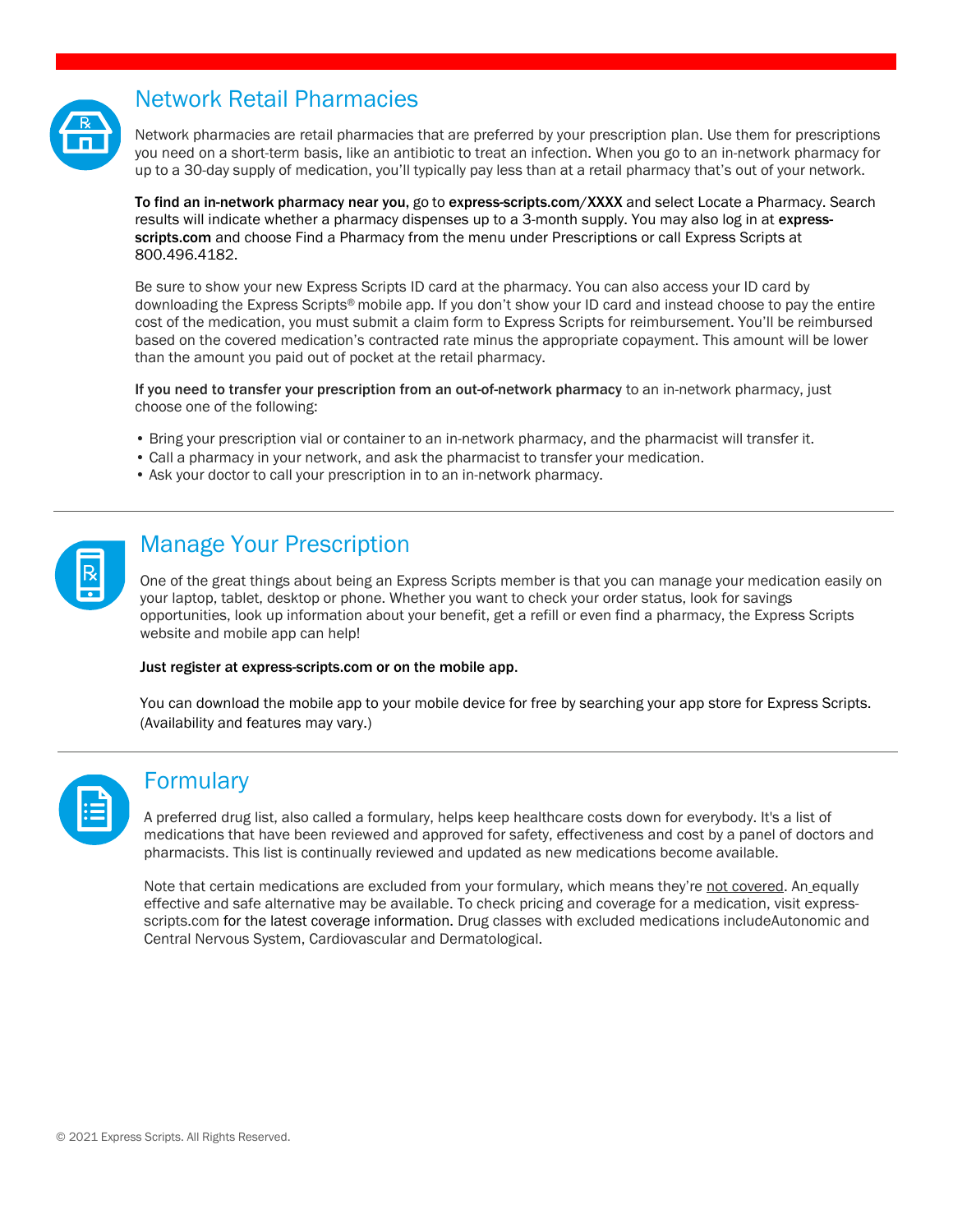## Network Retail Pharmacies

Network pharmacies are retail pharmacies that are preferred by your prescription plan. Use them for prescriptions you need on a short-term basis, like an antibiotic to treat an infection. When you go to an in-network pharmacy for up to a 30-day supply of medication, you'll typically pay less than at a retail pharmacy that's out of your network.

**To find an in-network pharmacy near you**, go to **express-scripts.com/XXXX** and select Locate a Pharmacy. Search results will indicate whether a pharmacy dispenses up to a 3-month supply. You may also log in at **express-scripts.com** and choose Find a Pharmacy from the menu under Prescriptions or call Express Scripts at 800.496.4182.

Be sure to show your new Express Scripts ID card at the pharmacy. You can also access your ID card by downloading the Express Scripts® mobile app. If you don't show your ID card and instead choose to pay the entire cost of the medication, you must submit a claim form to Express Scripts for reimbursement. You'll be reimbursed based on the covered medication's contracted rate minus the appropriate copayment. This amount will be lower than the amount you paid out of pocket at the retail pharmacy.

**If you need to transfer your prescription from an out-of-network pharmacy** to an in-network pharmacy, just choose one of the following:

- Bring your prescription vial or container to an in-network pharmacy, and the pharmacist will transfer it.
- Call a pharmacy in your network, and ask the pharmacist to transfer your medication.
- Ask your doctor to call your prescription in to an in-network pharmacy.

---

## Manage Your Prescription

One of the great things about being an Express Scripts member is that you can manage your medication easily on your laptop, tablet, desktop or phone. Whether you want to check your order status, look for savings opportunities, look up information about your benefit, get a refill or even find a pharmacy, the Express Scripts website and mobile app can help!

**Just register at express-scripts.com or on the mobile app.**

You can download the mobile app to your mobile device for free by searching your app store for Express Scripts. (Availability and features may vary.)

---

## Formulary

A preferred drug list, also called a formulary, helps keep healthcare costs down for everybody. It's a list of medications that have been reviewed and approved for safety, effectiveness and cost by a panel of doctors and pharmacists. This list is continually reviewed and updated as new medications become available.

Note that certain medications are excluded from your formulary, which means they're not covered. An equally effective and safe alternative may be available. To check pricing and coverage for a medication, visit express-scripts.com for the latest coverage information. Drug classes with excluded medications includeAutonomic and Central Nervous System, Cardiovascular and Dermatological.

© 2021 Express Scripts. All Rights Reserved.